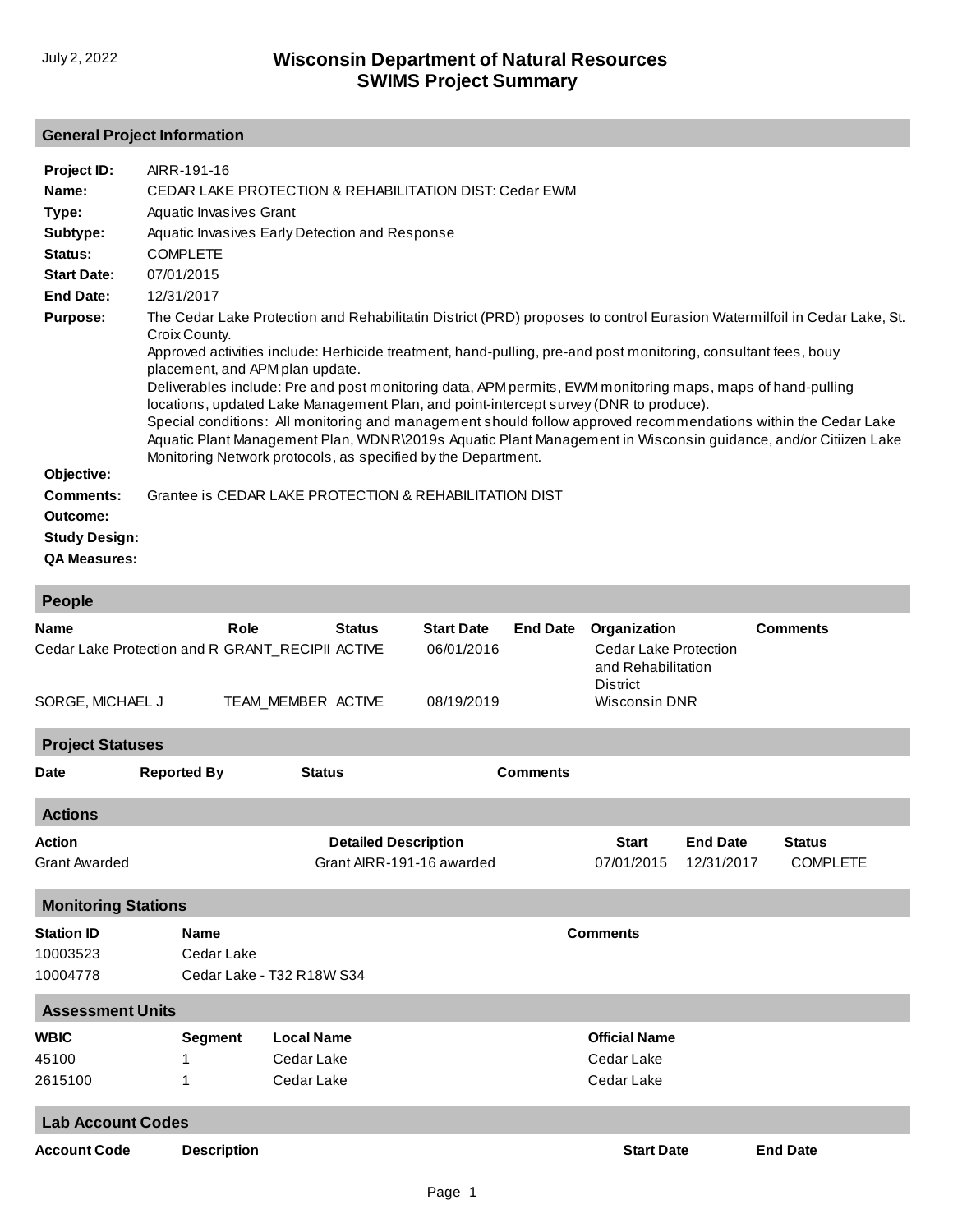July 2, 2022

# Wisconsin Department of Natural Resources
# SWIMS Project Summary

## General Project Information

**Project ID:** AIRR-191-16

**Name:** CEDAR LAKE PROTECTION & REHABILITATION DIST: Cedar EWM

**Type:** Aquatic Invasives Grant

**Subtype:** Aquatic Invasives Early Detection and Response

**Status:** COMPLETE

**Start Date:** 07/01/2015

**End Date:** 12/31/2017

**Purpose:** The Cedar Lake Protection and Rehabilitatin District (PRD) proposes to control Eurasion Watermilfoil in Cedar Lake, St. Croix County.
Approved activities include: Herbicide treatment, hand-pulling, pre-and post monitoring, consultant fees, bouy placement, and APM plan update.
Deliverables include: Pre and post monitoring data, APM permits, EWM monitoring maps, maps of hand-pulling locations, updated Lake Management Plan, and point-intercept survey (DNR to produce).
Special conditions: All monitoring and management should follow approved recommendations within the Cedar Lake Aquatic Plant Management Plan, WDNR\2019s Aquatic Plant Management in Wisconsin guidance, and/or Citiizen Lake Monitoring Network protocols, as specified by the Department.

**Objective:**

**Comments:** Grantee is CEDAR LAKE PROTECTION & REHABILITATION DIST

**Outcome:**

**Study Design:**

**QA Measures:**

## People

| Name | Role | Status | Start Date | End Date | Organization | Comments |
|---|---|---|---|---|---|---|
| Cedar Lake Protection and R | GRANT_RECIPII | ACTIVE | 06/01/2016 | | Cedar Lake Protection and Rehabilitation District | |
| SORGE, MICHAEL J | TEAM_MEMBER | ACTIVE | 08/19/2019 | | Wisconsin DNR | |

## Project Statuses

| Date | Reported By | Status | Comments |
|---|---|---|---|

## Actions

| Action | Detailed Description | Start | End Date | Status |
|---|---|---|---|---|
| Grant Awarded | Grant AIRR-191-16 awarded | 07/01/2015 | 12/31/2017 | COMPLETE |

## Monitoring Stations

| Station ID | Name | Comments |
|---|---|---|
| 10003523 | Cedar Lake | |
| 10004778 | Cedar Lake - T32 R18W S34 | |

## Assessment Units

| WBIC | Segment | Local Name | Official Name |
|---|---|---|---|
| 45100 | 1 | Cedar Lake | Cedar Lake |
| 2615100 | 1 | Cedar Lake | Cedar Lake |

## Lab Account Codes

| Account Code | Description | Start Date | End Date |
|---|---|---|---|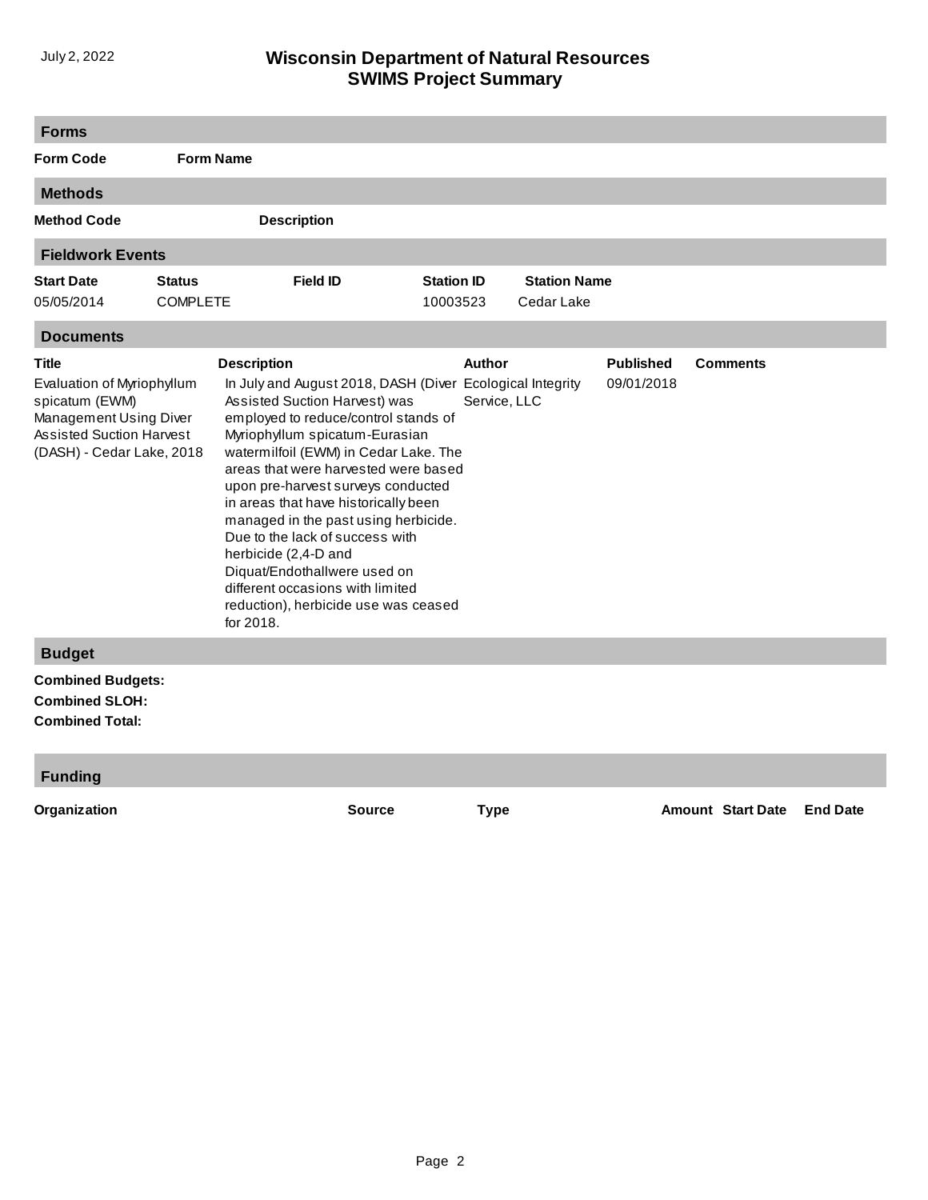## Forms

| Form Code | Form Name |
|---|---|

## Methods

| Method Code | Description |
|---|---|

## Fieldwork Events

| Start Date | Status | Field ID | Station ID | Station Name |
|---|---|---|---|---|
| 05/05/2014 | COMPLETE | | 10003523 | Cedar Lake |

## Documents

| Title | Description | Author | Published | Comments |
|---|---|---|---|---|
| Evaluation of Myriophyllum spicatum (EWM) Management Using Diver Assisted Suction Harvest (DASH) - Cedar Lake, 2018 | In July and August 2018, DASH (Diver Assisted Suction Harvest) was employed to reduce/control stands of Myriophyllum spicatum-Eurasian watermilfoil (EWM) in Cedar Lake. The areas that were harvested were based upon pre-harvest surveys conducted in areas that have historically been managed in the past using herbicide. Due to the lack of success with herbicide (2,4-D and Diquat/Endothallwere used on different occasions with limited reduction), herbicide use was ceased for 2018. | Ecological Integrity Service, LLC | 09/01/2018 | |

## Budget

**Combined Budgets:**

**Combined SLOH:**

**Combined Total:**

## Funding

| Organization | Source | Type | Amount | Start Date | End Date |
|---|---|---|---|---|---|